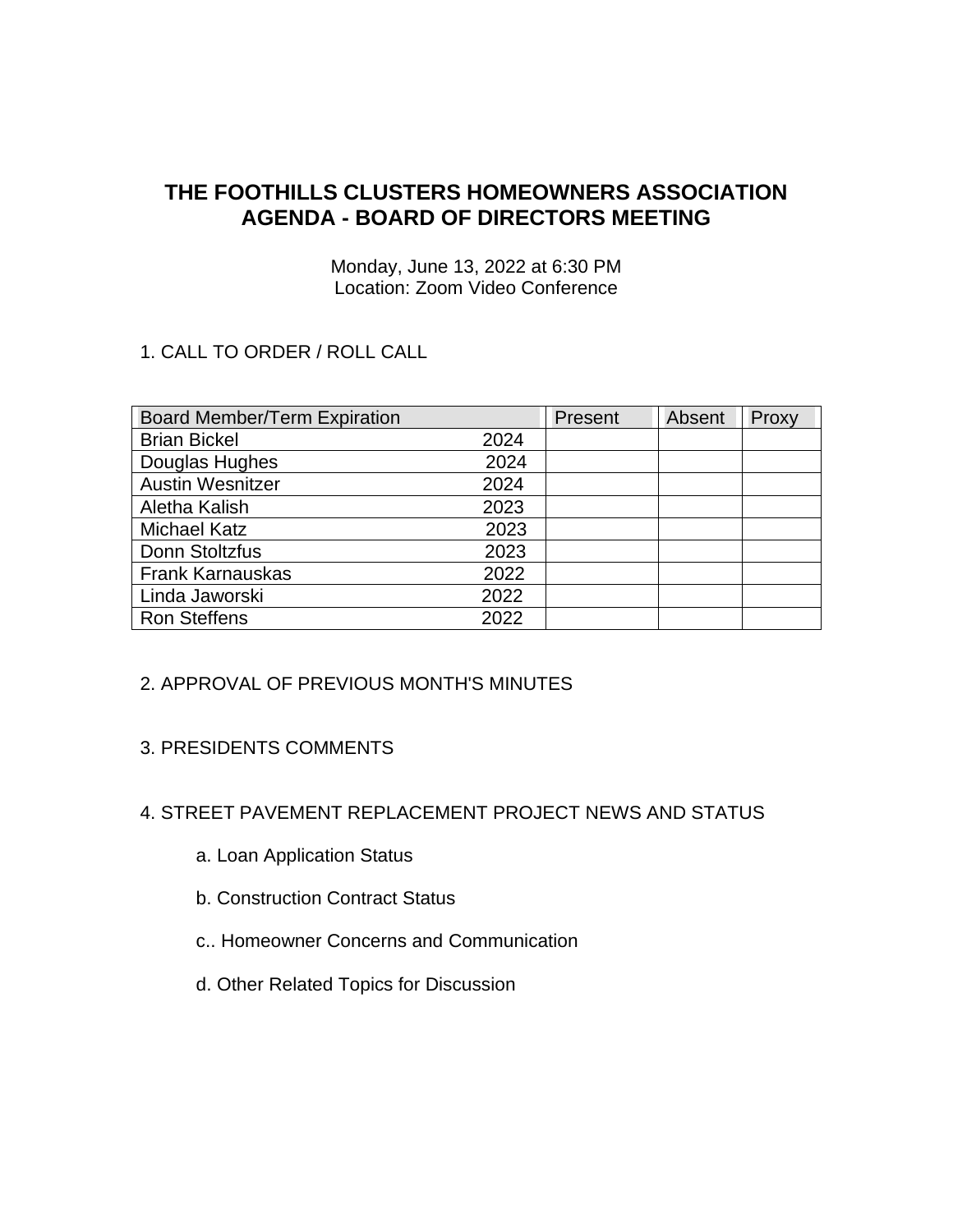# THE FOOTHILLS CLUSTERS HOMEOWNERS ASSOCIATION
# AGENDA - BOARD OF DIRECTORS MEETING

Monday, June 13, 2022 at 6:30 PM
Location: Zoom Video Conference

1. CALL TO ORDER / ROLL CALL

| Board Member/Term Expiration | | Present | Absent | Proxy |
|---|---|---|---|---|
| Brian Bickel | 2024 | | | |
| Douglas Hughes | 2024 | | | |
| Austin Wesnitzer | 2024 | | | |
| Aletha Kalish | 2023 | | | |
| Michael Katz | 2023 | | | |
| Donn Stoltzfus | 2023 | | | |
| Frank Karnauskas | 2022 | | | |
| Linda Jaworski | 2022 | | | |
| Ron Steffens | 2022 | | | |

2. APPROVAL OF PREVIOUS MONTH'S MINUTES

3. PRESIDENTS COMMENTS

4. STREET PAVEMENT REPLACEMENT PROJECT NEWS AND STATUS

   a. Loan Application Status

   b. Construction Contract Status

   c.. Homeowner Concerns and Communication

   d. Other Related Topics for Discussion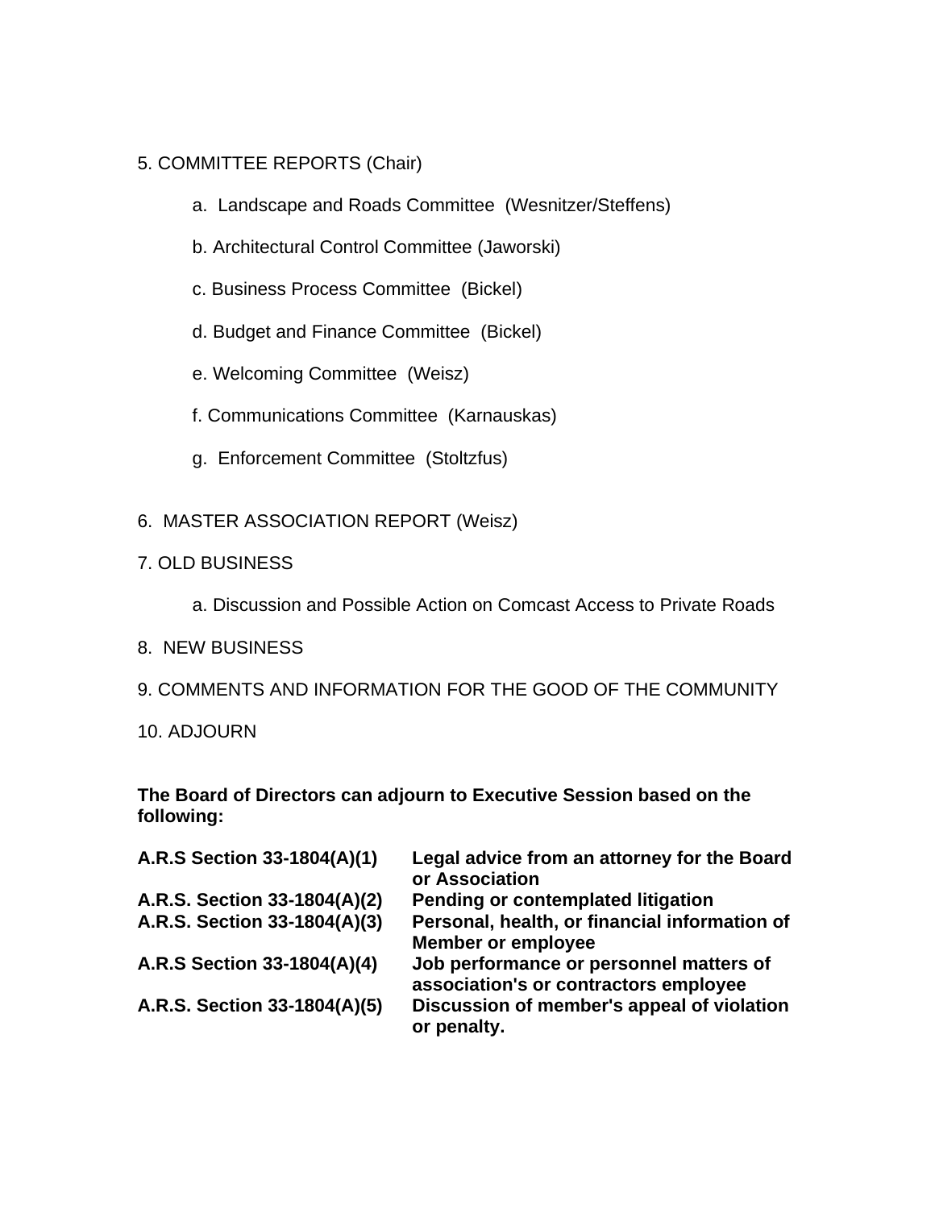5. COMMITTEE REPORTS (Chair)

   a. Landscape and Roads Committee (Wesnitzer/Steffens)

   b. Architectural Control Committee (Jaworski)

   c. Business Process Committee (Bickel)

   d. Budget and Finance Committee (Bickel)

   e. Welcoming Committee (Weisz)

   f. Communications Committee (Karnauskas)

   g. Enforcement Committee (Stoltzfus)

6. MASTER ASSOCIATION REPORT (Weisz)

7. OLD BUSINESS

   a. Discussion and Possible Action on Comcast Access to Private Roads

8. NEW BUSINESS

9. COMMENTS AND INFORMATION FOR THE GOOD OF THE COMMUNITY

10. ADJOURN

**The Board of Directors can adjourn to Executive Session based on the following:**

| | |
|---|---|
| **A.R.S Section 33-1804(A)(1)** | **Legal advice from an attorney for the Board or Association** |
| **A.R.S. Section 33-1804(A)(2)** | **Pending or contemplated litigation** |
| **A.R.S. Section 33-1804(A)(3)** | **Personal, health, or financial information of Member or employee** |
| **A.R.S Section 33-1804(A)(4)** | **Job performance or personnel matters of association's or contractors employee** |
| **A.R.S. Section 33-1804(A)(5)** | **Discussion of member's appeal of violation or penalty.** |